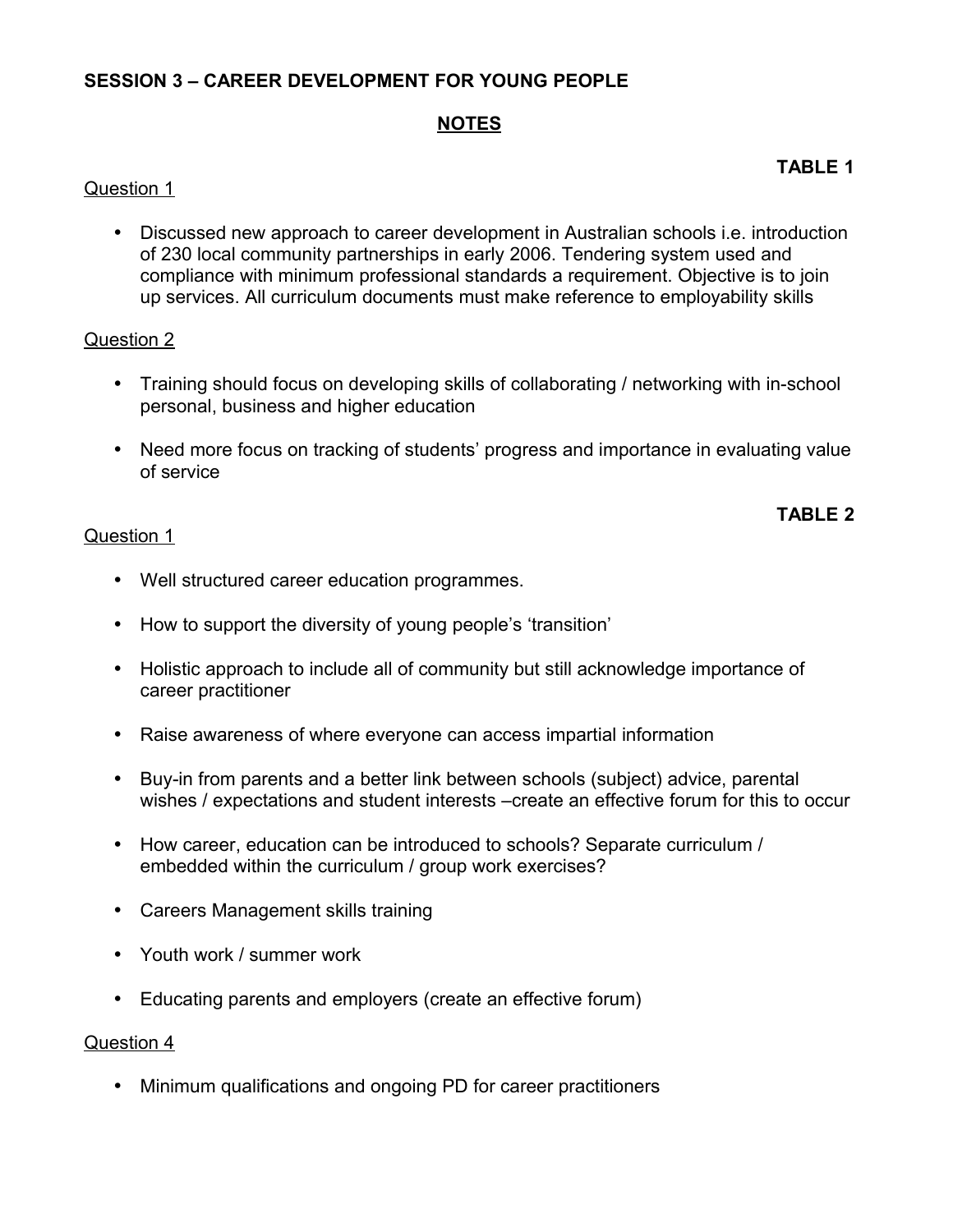# SESSION 3 – CAREER DEVELOPMENT FOR YOUNG PEOPLE

## NOTES

**TABLE 1**

Question 1

- Discussed new approach to career development in Australian schools i.e. introduction of 230 local community partnerships in early 2006. Tendering system used and compliance with minimum professional standards a requirement. Objective is to join up services. All curriculum documents must make reference to employability skills

Question 2

- Training should focus on developing skills of collaborating / networking with in-school personal, business and higher education
- Need more focus on tracking of students' progress and importance in evaluating value of service

**TABLE 2**

Question 1

- Well structured career education programmes.
- How to support the diversity of young people's 'transition'
- Holistic approach to include all of community but still acknowledge importance of career practitioner
- Raise awareness of where everyone can access impartial information
- Buy-in from parents and a better link between schools (subject) advice, parental wishes / expectations and student interests –create an effective forum for this to occur
- How career, education can be introduced to schools? Separate curriculum / embedded within the curriculum / group work exercises?
- Careers Management skills training
- Youth work / summer work
- Educating parents and employers (create an effective forum)

Question 4

- Minimum qualifications and ongoing PD for career practitioners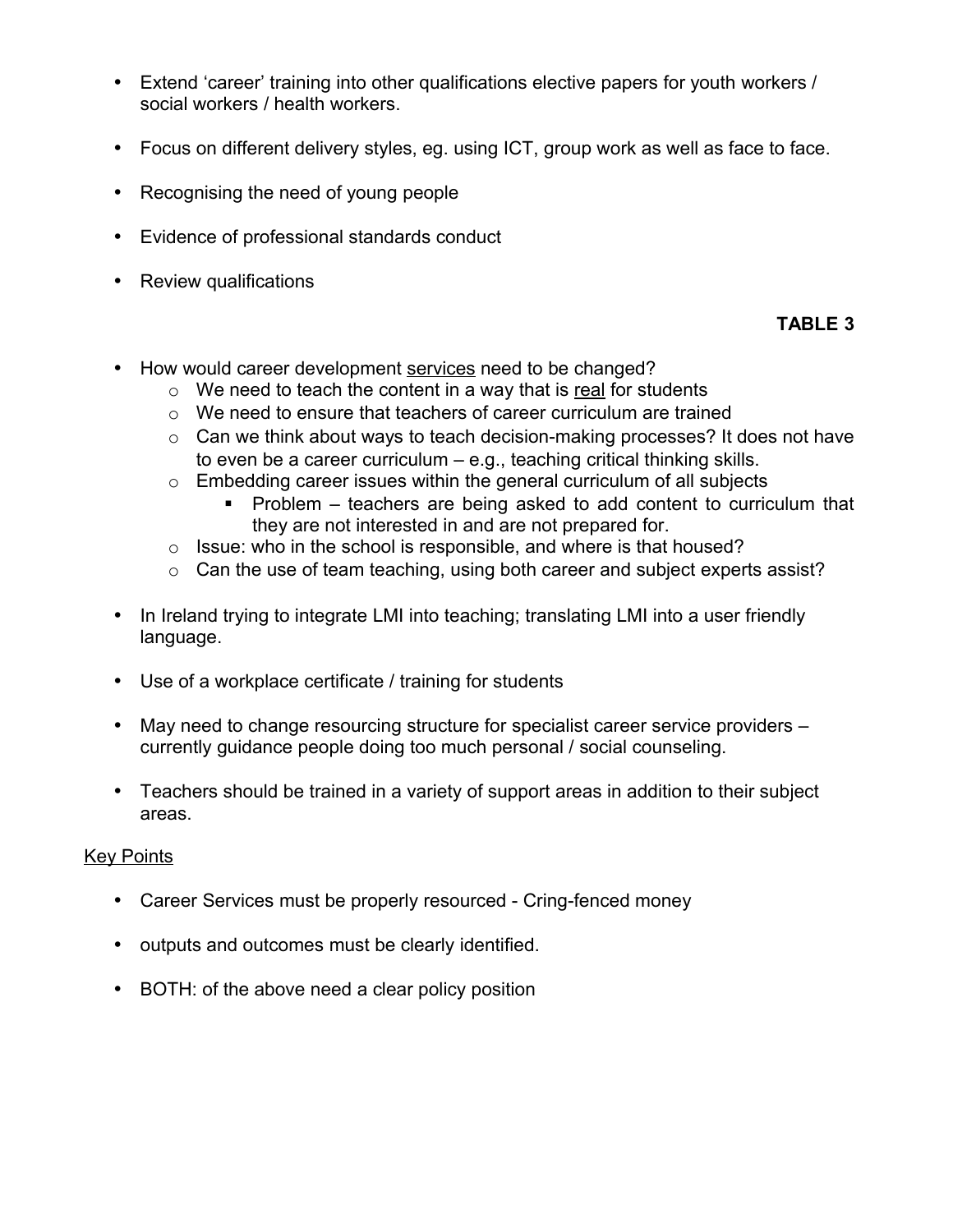- Extend ‘career’ training into other qualifications elective papers for youth workers / social workers / health workers.

- Focus on different delivery styles, eg. using ICT, group work as well as face to face.

- Recognising the need of young people

- Evidence of professional standards conduct

- Review qualifications

**TABLE 3**

- How would career development <u>services</u> need to be changed?
  - We need to teach the content in a way that is <u>real</u> for students
  - We need to ensure that teachers of career curriculum are trained
  - Can we think about ways to teach decision-making processes? It does not have to even be a career curriculum – e.g., teaching critical thinking skills.
  - Embedding career issues within the general curriculum of all subjects
    - Problem – teachers are being asked to add content to curriculum that they are not interested in and are not prepared for.
  - Issue: who in the school is responsible, and where is that housed?
  - Can the use of team teaching, using both career and subject experts assist?

- In Ireland trying to integrate LMI into teaching; translating LMI into a user friendly language.

- Use of a workplace certificate / training for students

- May need to change resourcing structure for specialist career service providers – currently guidance people doing too much personal / social counseling.

- Teachers should be trained in a variety of support areas in addition to their subject areas.

<u>Key Points</u>

- Career Services must be properly resourced - Cring-fenced money

- outputs and outcomes must be clearly identified.

- BOTH: of the above need a clear policy position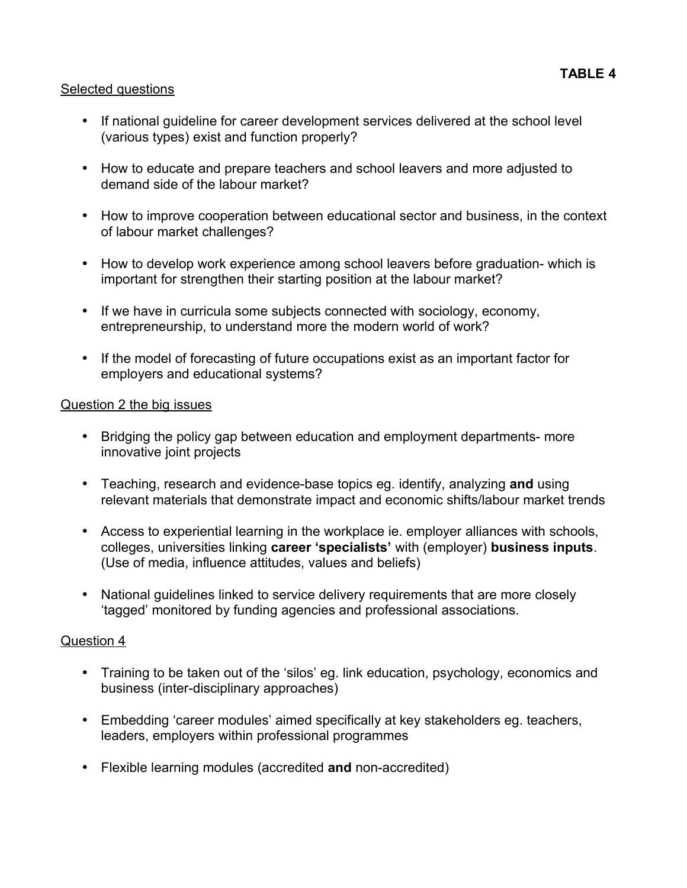**TABLE 4**

Selected questions

- If national guideline for career development services delivered at the school level (various types) exist and function properly?
- How to educate and prepare teachers and school leavers and more adjusted to demand side of the labour market?
- How to improve cooperation between educational sector and business, in the context of labour market challenges?
- How to develop work experience among school leavers before graduation- which is important for strengthen their starting position at the labour market?
- If we have in curricula some subjects connected with sociology, economy, entrepreneurship, to understand more the modern world of work?
- If the model of forecasting of future occupations exist as an important factor for employers and educational systems?

Question 2 the big issues

- Bridging the policy gap between education and employment departments- more innovative joint projects
- Teaching, research and evidence-base topics eg. identify, analyzing **and** using relevant materials that demonstrate impact and economic shifts/labour market trends
- Access to experiential learning in the workplace ie. employer alliances with schools, colleges, universities linking **career 'specialists'** with (employer) **business inputs**. (Use of media, influence attitudes, values and beliefs)
- National guidelines linked to service delivery requirements that are more closely 'tagged' monitored by funding agencies and professional associations.

Question 4

- Training to be taken out of the 'silos' eg. link education, psychology, economics and business (inter-disciplinary approaches)
- Embedding 'career modules' aimed specifically at key stakeholders eg. teachers, leaders, employers within professional programmes
- Flexible learning modules (accredited **and** non-accredited)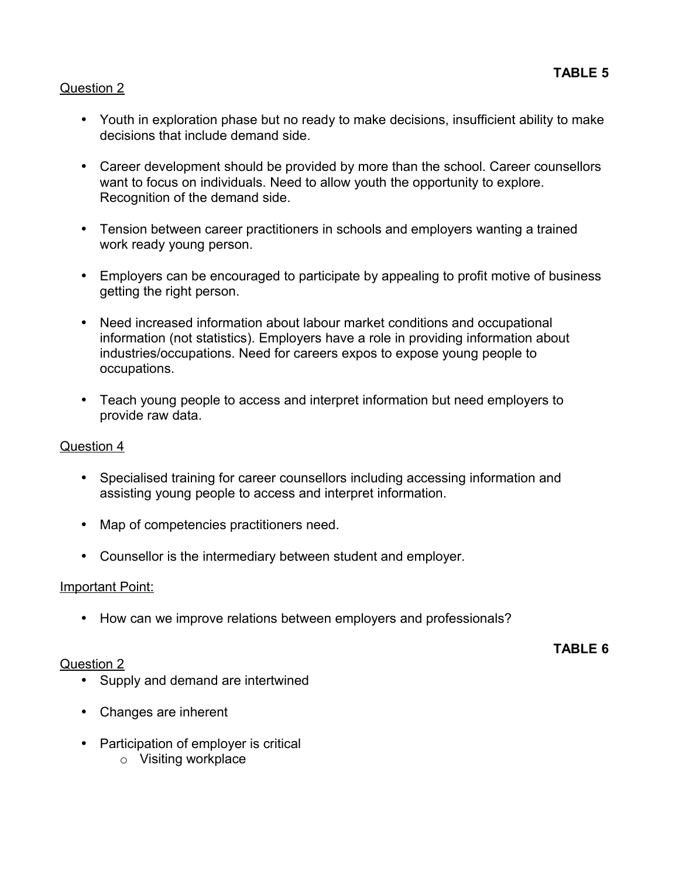**TABLE 5**

Question 2

- Youth in exploration phase but no ready to make decisions, insufficient ability to make decisions that include demand side.
- Career development should be provided by more than the school. Career counsellors want to focus on individuals. Need to allow youth the opportunity to explore. Recognition of the demand side.
- Tension between career practitioners in schools and employers wanting a trained work ready young person.
- Employers can be encouraged to participate by appealing to profit motive of business getting the right person.
- Need increased information about labour market conditions and occupational information (not statistics). Employers have a role in providing information about industries/occupations. Need for careers expos to expose young people to occupations.
- Teach young people to access and interpret information but need employers to provide raw data.

Question 4

- Specialised training for career counsellors including accessing information and assisting young people to access and interpret information.
- Map of competencies practitioners need.
- Counsellor is the intermediary between student and employer.

Important Point:

- How can we improve relations between employers and professionals?

**TABLE 6**

Question 2

- Supply and demand are intertwined
- Changes are inherent
- Participation of employer is critical
    - Visiting workplace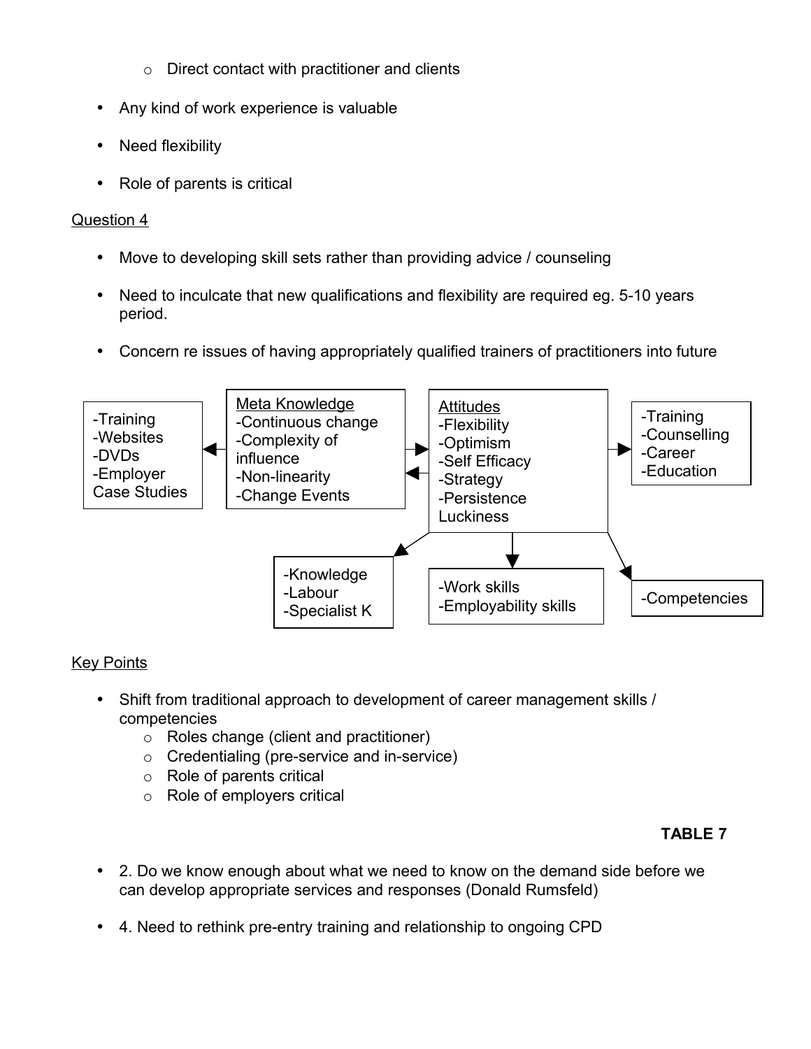- Direct contact with practitioner and clients

- Any kind of work experience is valuable
- Need flexibility
- Role of parents is critical

Question 4

- Move to developing skill sets rather than providing advice / counseling
- Need to inculcate that new qualifications and flexibility are required eg. 5-10 years period.
- Concern re issues of having appropriately qualified trainers of practitioners into future

-Training
-Websites
-DVDs
-Employer Case Studies

Meta Knowledge
-Continuous change
-Complexity of influence
-Non-linearity
-Change Events

Attitudes
-Flexibility
-Optimism
-Self Efficacy
-Strategy
-Persistence
Luckiness

-Training
-Counselling
-Career
-Education

-Knowledge
-Labour
-Specialist K

-Work skills
-Employability skills

-Competencies

Key Points

- Shift from traditional approach to development of career management skills / competencies
  - Roles change (client and practitioner)
  - Credentialing (pre-service and in-service)
  - Role of parents critical
  - Role of employers critical

**TABLE 7**

- 2. Do we know enough about what we need to know on the demand side before we can develop appropriate services and responses (Donald Rumsfeld)
- 4. Need to rethink pre-entry training and relationship to ongoing CPD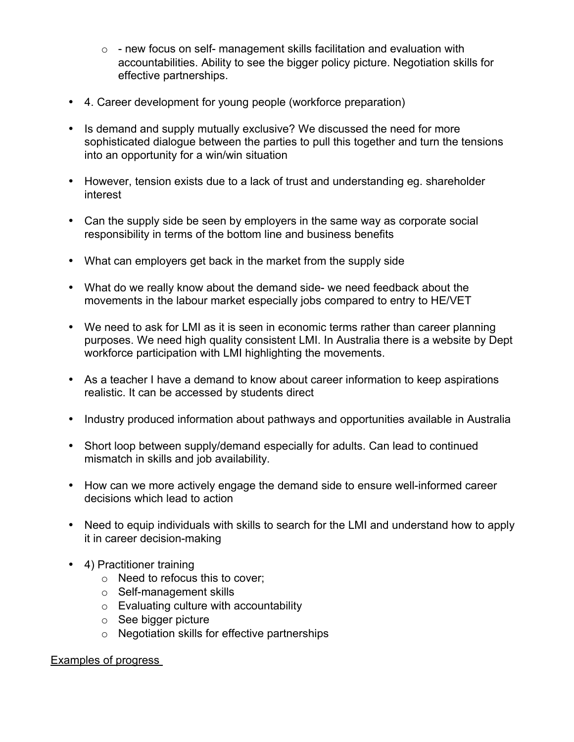- - new focus on self- management skills facilitation and evaluation with accountabilities. Ability to see the bigger policy picture. Negotiation skills for effective partnerships.

- 4. Career development for young people (workforce preparation)

- Is demand and supply mutually exclusive? We discussed the need for more sophisticated dialogue between the parties to pull this together and turn the tensions into an opportunity for a win/win situation

- However, tension exists due to a lack of trust and understanding eg. shareholder interest

- Can the supply side be seen by employers in the same way as corporate social responsibility in terms of the bottom line and business benefits

- What can employers get back in the market from the supply side

- What do we really know about the demand side- we need feedback about the movements in the labour market especially jobs compared to entry to HE/VET

- We need to ask for LMI as it is seen in economic terms rather than career planning purposes. We need high quality consistent LMI. In Australia there is a website by Dept workforce participation with LMI highlighting the movements.

- As a teacher I have a demand to know about career information to keep aspirations realistic. It can be accessed by students direct

- Industry produced information about pathways and opportunities available in Australia

- Short loop between supply/demand especially for adults. Can lead to continued mismatch in skills and job availability.

- How can we more actively engage the demand side to ensure well-informed career decisions which lead to action

- Need to equip individuals with skills to search for the LMI and understand how to apply it in career decision-making

- 4) Practitioner training
  - Need to refocus this to cover;
  - Self-management skills
  - Evaluating culture with accountability
  - See bigger picture
  - Negotiation skills for effective partnerships

<u>Examples of progress</u>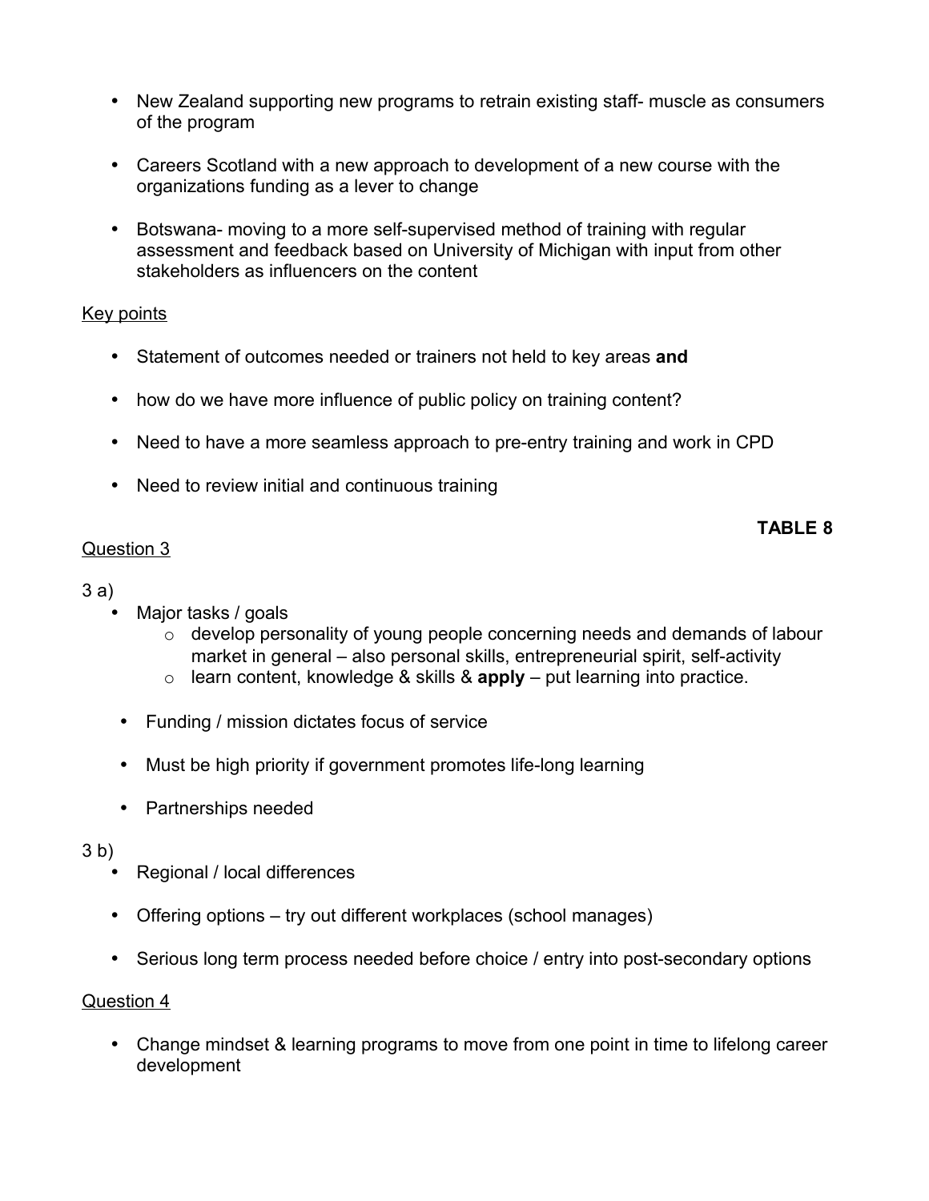- New Zealand supporting new programs to retrain existing staff- muscle as consumers of the program

- Careers Scotland with a new approach to development of a new course with the organizations funding as a lever to change

- Botswana- moving to a more self-supervised method of training with regular assessment and feedback based on University of Michigan with input from other stakeholders as influencers on the content

<u>Key points</u>

- Statement of outcomes needed or trainers not held to key areas **and**

- how do we have more influence of public policy on training content?

- Need to have a more seamless approach to pre-entry training and work in CPD

- Need to review initial and continuous training

**TABLE 8**

<u>Question 3</u>

3 a)

- Major tasks / goals
  - develop personality of young people concerning needs and demands of labour market in general – also personal skills, entrepreneurial spirit, self-activity
  - learn content, knowledge & skills & **apply** – put learning into practice.

- Funding / mission dictates focus of service

- Must be high priority if government promotes life-long learning

- Partnerships needed

3 b)

- Regional / local differences

- Offering options – try out different workplaces (school manages)

- Serious long term process needed before choice / entry into post-secondary options

<u>Question 4</u>

- Change mindset & learning programs to move from one point in time to lifelong career development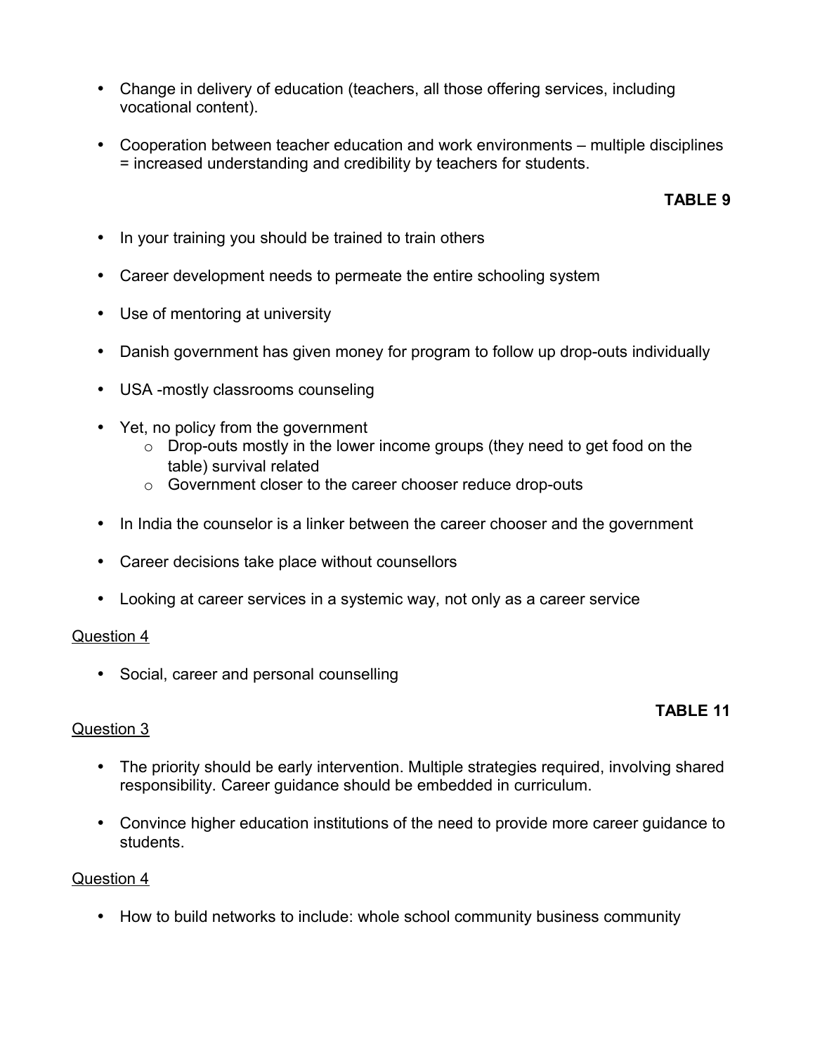- Change in delivery of education (teachers, all those offering services, including vocational content).

- Cooperation between teacher education and work environments – multiple disciplines = increased understanding and credibility by teachers for students.

**TABLE 9**

- In your training you should be trained to train others

- Career development needs to permeate the entire schooling system

- Use of mentoring at university

- Danish government has given money for program to follow up drop-outs individually

- USA -mostly classrooms counseling

- Yet, no policy from the government
  - Drop-outs mostly in the lower income groups (they need to get food on the table) survival related
  - Government closer to the career chooser reduce drop-outs

- In India the counselor is a linker between the career chooser and the government

- Career decisions take place without counsellors

- Looking at career services in a systemic way, not only as a career service

<u>Question 4</u>

- Social, career and personal counselling

**TABLE 11**

<u>Question 3</u>

- The priority should be early intervention. Multiple strategies required, involving shared responsibility. Career guidance should be embedded in curriculum.

- Convince higher education institutions of the need to provide more career guidance to students.

<u>Question 4</u>

- How to build networks to include: whole school community business community